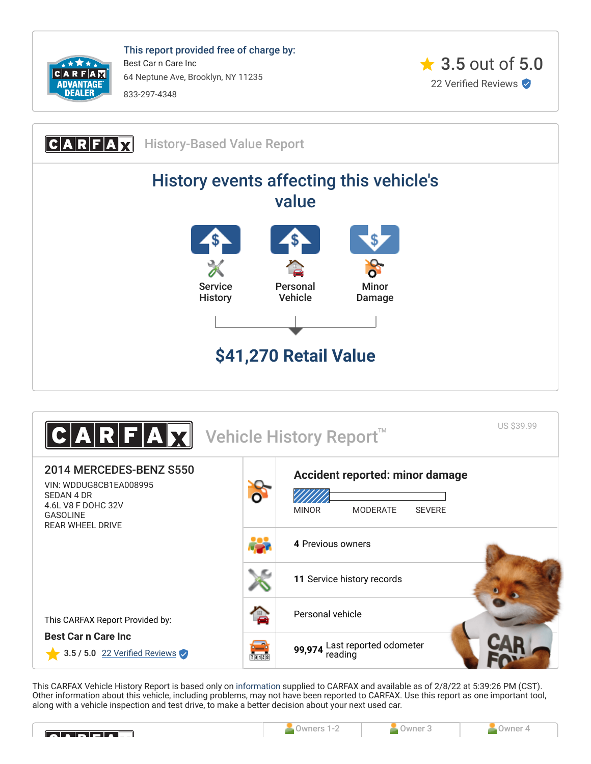This report provided free of charge by:

Best Car n Care Inc

64 Neptune Ave, Brooklyn, NY 11235

833-297-4348

3.5 out of 5.0

22 Verified Reviews

## CARFAX History-Based Value Report

### History events affecting this vehicle's value

- Service History
- Personal Vehicle
- Minor Damage

### $41,270 Retail Value

## CARFAX Vehicle History Report™

US $39.99

### 2014 MERCEDES-BENZ S550

VIN: WDDUG8CB1EA008995
SEDAN 4 DR
4.6L V8 F DOHC 32V
GASOLINE
REAR WHEEL DRIVE

This CARFAX Report Provided by:

**Best Car n Care Inc**

3.5 / 5.0 22 Verified Reviews

**Accident reported: minor damage**

MINOR MODERATE SEVERE

**4** Previous owners

**11** Service history records

Personal vehicle

**99,974** Last reported odometer reading

This CARFAX Vehicle History Report is based only on information supplied to CARFAX and available as of 2/8/22 at 5:39:26 PM (CST). Other information about this vehicle, including problems, may not have been reported to CARFAX. Use this report as one important tool, along with a vehicle inspection and test drive, to make a better decision about your next used car.

| | Owners 1-2 | Owner 3 | Owner 4 |
| --- | --- | --- | --- |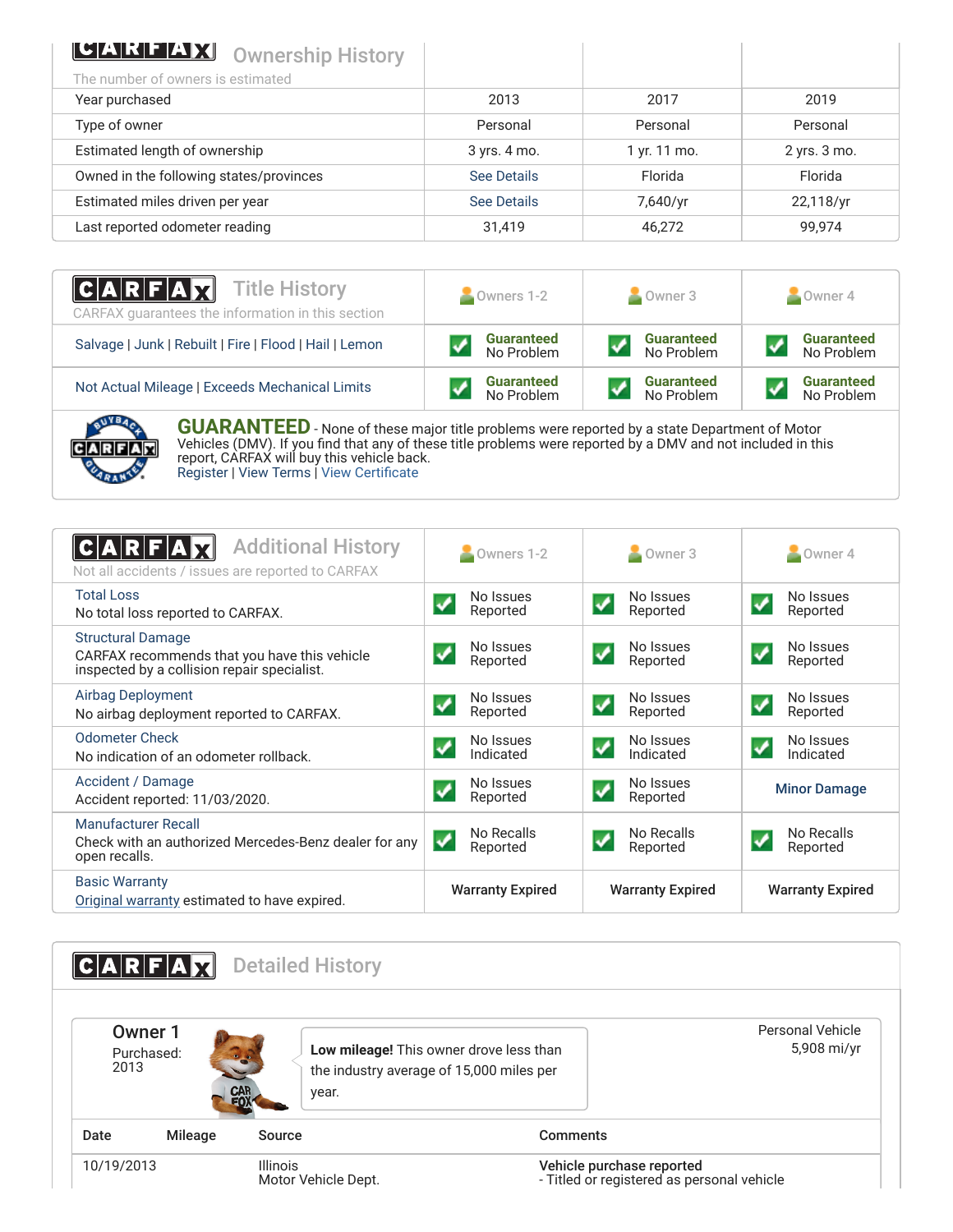## CARFAX Ownership History

The number of owners is estimated

| | | | |
|---|---|---|---|
| Year purchased | 2013 | 2017 | 2019 |
| Type of owner | Personal | Personal | Personal |
| Estimated length of ownership | 3 yrs. 4 mo. | 1 yr. 11 mo. | 2 yrs. 3 mo. |
| Owned in the following states/provinces | See Details | Florida | Florida |
| Estimated miles driven per year | See Details | 7,640/yr | 22,118/yr |
| Last reported odometer reading | 31,419 | 46,272 | 99,974 |

## CARFAX Title History

CARFAX guarantees the information in this section

| | Owners 1-2 | Owner 3 | Owner 4 |
|---|---|---|---|
| Salvage \| Junk \| Rebuilt \| Fire \| Flood \| Hail \| Lemon | Guaranteed No Problem | Guaranteed No Problem | Guaranteed No Problem |
| Not Actual Mileage \| Exceeds Mechanical Limits | Guaranteed No Problem | Guaranteed No Problem | Guaranteed No Problem |

**GUARANTEED** - None of these major title problems were reported by a state Department of Motor Vehicles (DMV). If you find that any of these title problems were reported by a DMV and not included in this report, CARFAX will buy this vehicle back.
Register | View Terms | View Certificate

## CARFAX Additional History

Not all accidents / issues are reported to CARFAX

| | Owners 1-2 | Owner 3 | Owner 4 |
|---|---|---|---|
| Total Loss<br>No total loss reported to CARFAX. | No Issues Reported | No Issues Reported | No Issues Reported |
| Structural Damage<br>CARFAX recommends that you have this vehicle inspected by a collision repair specialist. | No Issues Reported | No Issues Reported | No Issues Reported |
| Airbag Deployment<br>No airbag deployment reported to CARFAX. | No Issues Reported | No Issues Reported | No Issues Reported |
| Odometer Check<br>No indication of an odometer rollback. | No Issues Indicated | No Issues Indicated | No Issues Indicated |
| Accident / Damage<br>Accident reported: 11/03/2020. | No Issues Reported | No Issues Reported | Minor Damage |
| Manufacturer Recall<br>Check with an authorized Mercedes-Benz dealer for any open recalls. | No Recalls Reported | No Recalls Reported | No Recalls Reported |
| Basic Warranty<br>Original warranty estimated to have expired. | Warranty Expired | Warranty Expired | Warranty Expired |

## CARFAX Detailed History

**Owner 1**
Purchased: 2013

**Low mileage!** This owner drove less than the industry average of 15,000 miles per year.

Personal Vehicle
5,908 mi/yr

| Date | Mileage | Source | Comments |
|---|---|---|---|
| 10/19/2013 | | Illinois<br>Motor Vehicle Dept. | **Vehicle purchase reported**<br>- Titled or registered as personal vehicle |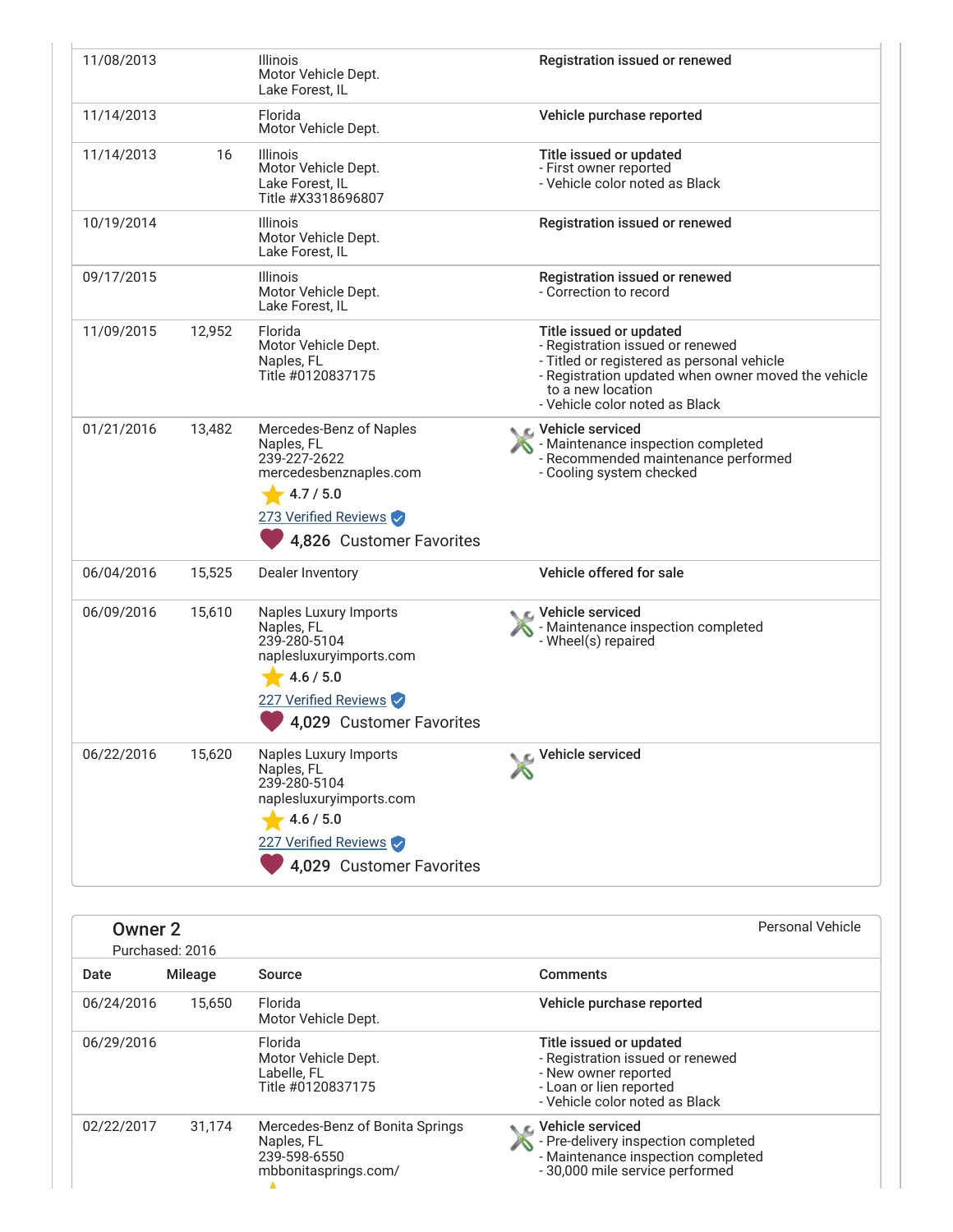| Date | Mileage | Source | Comments |
|---|---|---|---|
| 11/08/2013 | | Illinois<br>Motor Vehicle Dept.<br>Lake Forest, IL | **Registration issued or renewed** |
| 11/14/2013 | | Florida<br>Motor Vehicle Dept. | **Vehicle purchase reported** |
| 11/14/2013 | 16 | Illinois<br>Motor Vehicle Dept.<br>Lake Forest, IL<br>Title #X3318696807 | **Title issued or updated**<br>- First owner reported<br>- Vehicle color noted as Black |
| 10/19/2014 | | Illinois<br>Motor Vehicle Dept.<br>Lake Forest, IL | **Registration issued or renewed** |
| 09/17/2015 | | Illinois<br>Motor Vehicle Dept.<br>Lake Forest, IL | **Registration issued or renewed**<br>- Correction to record |
| 11/09/2015 | 12,952 | Florida<br>Motor Vehicle Dept.<br>Naples, FL<br>Title #0120837175 | **Title issued or updated**<br>- Registration issued or renewed<br>- Titled or registered as personal vehicle<br>- Registration updated when owner moved the vehicle to a new location<br>- Vehicle color noted as Black |
| 01/21/2016 | 13,482 | Mercedes-Benz of Naples<br>Naples, FL<br>239-227-2622<br>mercedesbenznaples.com<br>4.7 / 5.0<br>273 Verified Reviews<br>4,826 Customer Favorites | **Vehicle serviced**<br>- Maintenance inspection completed<br>- Recommended maintenance performed<br>- Cooling system checked |
| 06/04/2016 | 15,525 | Dealer Inventory | **Vehicle offered for sale** |
| 06/09/2016 | 15,610 | Naples Luxury Imports<br>Naples, FL<br>239-280-5104<br>napleslux​uryimports.com<br>4.6 / 5.0<br>227 Verified Reviews<br>4,029 Customer Favorites | **Vehicle serviced**<br>- Maintenance inspection completed<br>- Wheel(s) repaired |
| 06/22/2016 | 15,620 | Naples Luxury Imports<br>Naples, FL<br>239-280-5104<br>naplesluxuryimports.com<br>4.6 / 5.0<br>227 Verified Reviews<br>4,029 Customer Favorites | **Vehicle serviced** |

## Owner 2

Purchased: 2016

Personal Vehicle

| Date | Mileage | Source | Comments |
|---|---|---|---|
| 06/24/2016 | 15,650 | Florida<br>Motor Vehicle Dept. | **Vehicle purchase reported** |
| 06/29/2016 | | Florida<br>Motor Vehicle Dept.<br>Labelle, FL<br>Title #0120837175 | **Title issued or updated**<br>- Registration issued or renewed<br>- New owner reported<br>- Loan or lien reported<br>- Vehicle color noted as Black |
| 02/22/2017 | 31,174 | Mercedes-Benz of Bonita Springs<br>Naples, FL<br>239-598-6550<br>mbbonitasprings.com/ | **Vehicle serviced**<br>- Pre-delivery inspection completed<br>- Maintenance inspection completed<br>- 30,000 mile service performed |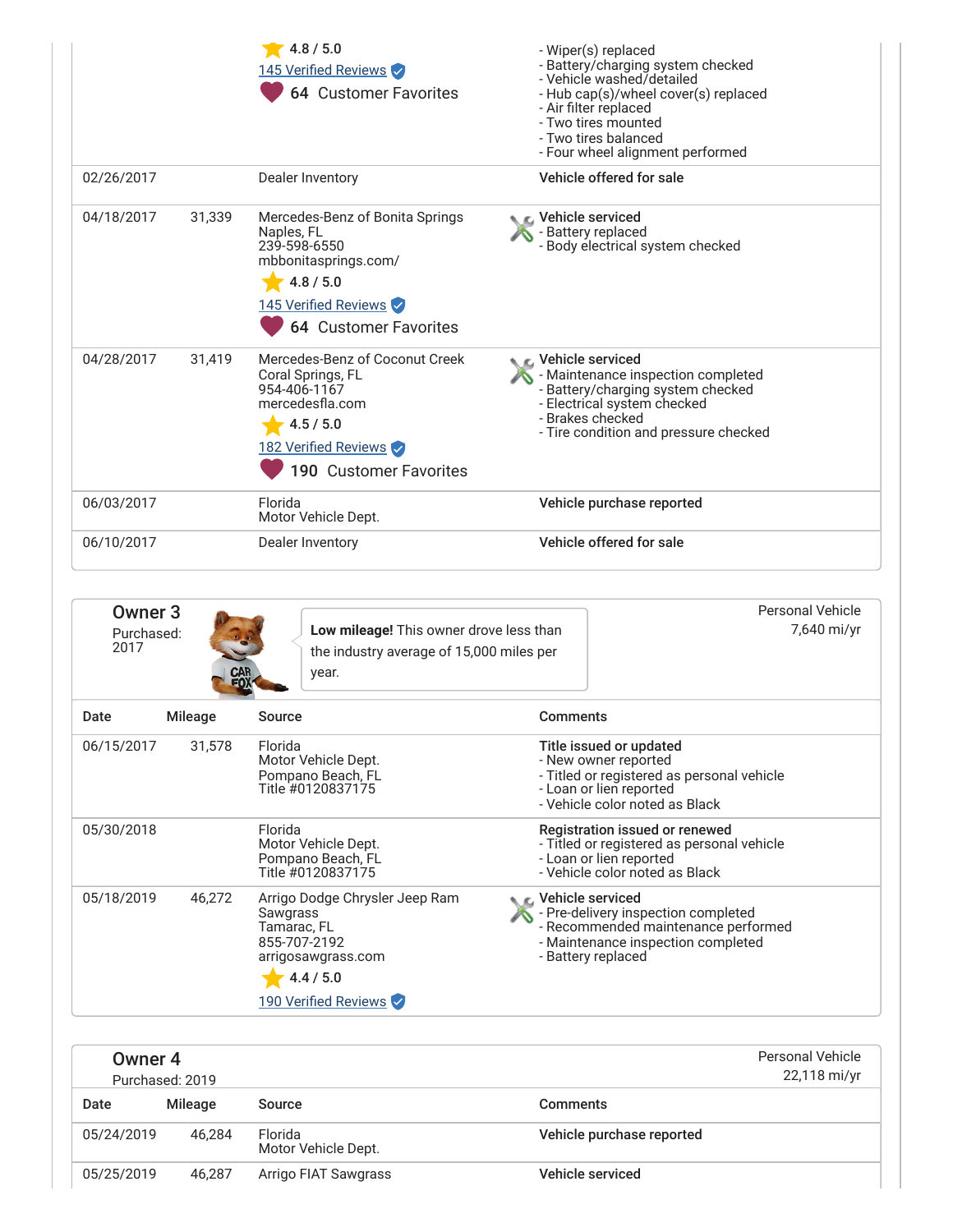| Date | Mileage | Source | Comments |
|---|---|---|---|
| | | 4.8 / 5.0<br>145 Verified Reviews<br>64 Customer Favorites | - Wiper(s) replaced<br>- Battery/charging system checked<br>- Vehicle washed/detailed<br>- Hub cap(s)/wheel cover(s) replaced<br>- Air filter replaced<br>- Two tires mounted<br>- Two tires balanced<br>- Four wheel alignment performed |
| 02/26/2017 | | Dealer Inventory | **Vehicle offered for sale** |
| 04/18/2017 | 31,339 | Mercedes-Benz of Bonita Springs<br>Naples, FL<br>239-598-6550<br>mbbonitasprings.com/<br>4.8 / 5.0<br>145 Verified Reviews<br>64 Customer Favorites | **Vehicle serviced**<br>- Battery replaced<br>- Body electrical system checked |
| 04/28/2017 | 31,419 | Mercedes-Benz of Coconut Creek<br>Coral Springs, FL<br>954-406-1167<br>mercedesfla.com<br>4.5 / 5.0<br>182 Verified Reviews<br>190 Customer Favorites | **Vehicle serviced**<br>- Maintenance inspection completed<br>- Battery/charging system checked<br>- Electrical system checked<br>- Brakes checked<br>- Tire condition and pressure checked |
| 06/03/2017 | | Florida<br>Motor Vehicle Dept. | **Vehicle purchase reported** |
| 06/10/2017 | | Dealer Inventory | **Vehicle offered for sale** |

## Owner 3

Purchased: 2017

**Low mileage!** This owner drove less than the industry average of 15,000 miles per year.

Personal Vehicle
7,640 mi/yr

| Date | Mileage | Source | Comments |
|---|---|---|---|
| 06/15/2017 | 31,578 | Florida<br>Motor Vehicle Dept.<br>Pompano Beach, FL<br>Title #0120837175 | **Title issued or updated**<br>- New owner reported<br>- Titled or registered as personal vehicle<br>- Loan or lien reported<br>- Vehicle color noted as Black |
| 05/30/2018 | | Florida<br>Motor Vehicle Dept.<br>Pompano Beach, FL<br>Title #0120837175 | **Registration issued or renewed**<br>- Titled or registered as personal vehicle<br>- Loan or lien reported<br>- Vehicle color noted as Black |
| 05/18/2019 | 46,272 | Arrigo Dodge Chrysler Jeep Ram Sawgrass<br>Tamarac, FL<br>855-707-2192<br>arrigosawgrass.com<br>4.4 / 5.0<br>190 Verified Reviews | **Vehicle serviced**<br>- Pre-delivery inspection completed<br>- Recommended maintenance performed<br>- Maintenance inspection completed<br>- Battery replaced |

## Owner 4

Purchased: 2019

Personal Vehicle
22,118 mi/yr

| Date | Mileage | Source | Comments |
|---|---|---|---|
| 05/24/2019 | 46,284 | Florida<br>Motor Vehicle Dept. | **Vehicle purchase reported** |
| 05/25/2019 | 46,287 | Arrigo FIAT Sawgrass | **Vehicle serviced** |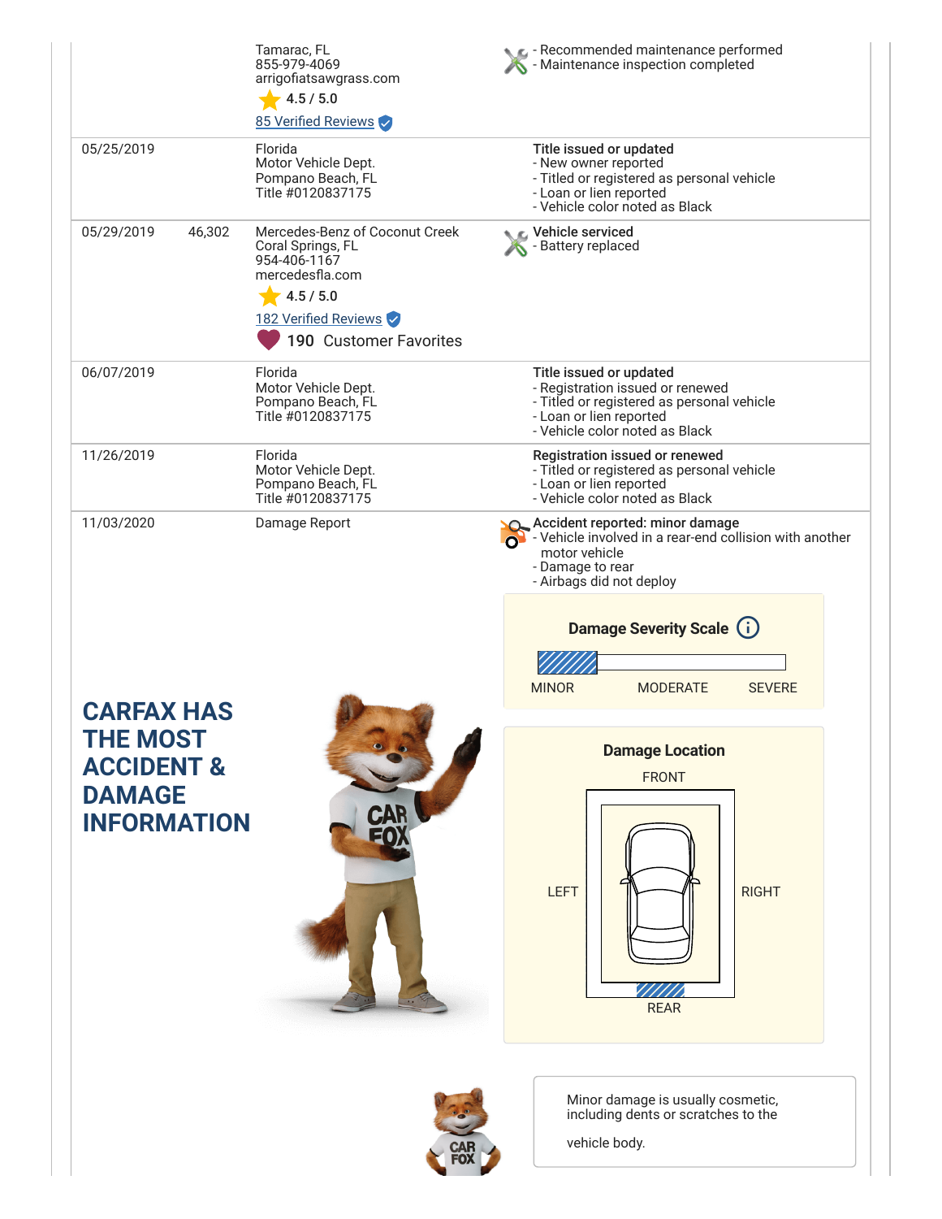| Date | Mileage | Source | Comments |
|---|---|---|---|
| | | Tamarac, FL<br>855-979-4069<br>arrigofiatsawgrass.com<br>4.5 / 5.0<br>85 Verified Reviews | - Recommended maintenance performed<br>- Maintenance inspection completed |
| 05/25/2019 | | Florida<br>Motor Vehicle Dept.<br>Pompano Beach, FL<br>Title #0120837175 | **Title issued or updated**<br>- New owner reported<br>- Titled or registered as personal vehicle<br>- Loan or lien reported<br>- Vehicle color noted as Black |
| 05/29/2019 | 46,302 | Mercedes-Benz of Coconut Creek<br>Coral Springs, FL<br>954-406-1167<br>mercedesfla.com<br>4.5 / 5.0<br>182 Verified Reviews<br>190 Customer Favorites | **Vehicle serviced**<br>- Battery replaced |
| 06/07/2019 | | Florida<br>Motor Vehicle Dept.<br>Pompano Beach, FL<br>Title #0120837175 | **Title issued or updated**<br>- Registration issued or renewed<br>- Titled or registered as personal vehicle<br>- Loan or lien reported<br>- Vehicle color noted as Black |
| 11/26/2019 | | Florida<br>Motor Vehicle Dept.<br>Pompano Beach, FL<br>Title #0120837175 | **Registration issued or renewed**<br>- Titled or registered as personal vehicle<br>- Loan or lien reported<br>- Vehicle color noted as Black |
| 11/03/2020 | | Damage Report | **Accident reported: minor damage**<br>- Vehicle involved in a rear-end collision with another motor vehicle<br>- Damage to rear<br>- Airbags did not deploy |

**Damage Severity Scale**

MINOR | MODERATE | SEVERE

**Damage Location**

FRONT

LEFT | RIGHT

REAR

## CARFAX HAS THE MOST ACCIDENT & DAMAGE INFORMATION

Minor damage is usually cosmetic, including dents or scratches to the vehicle body.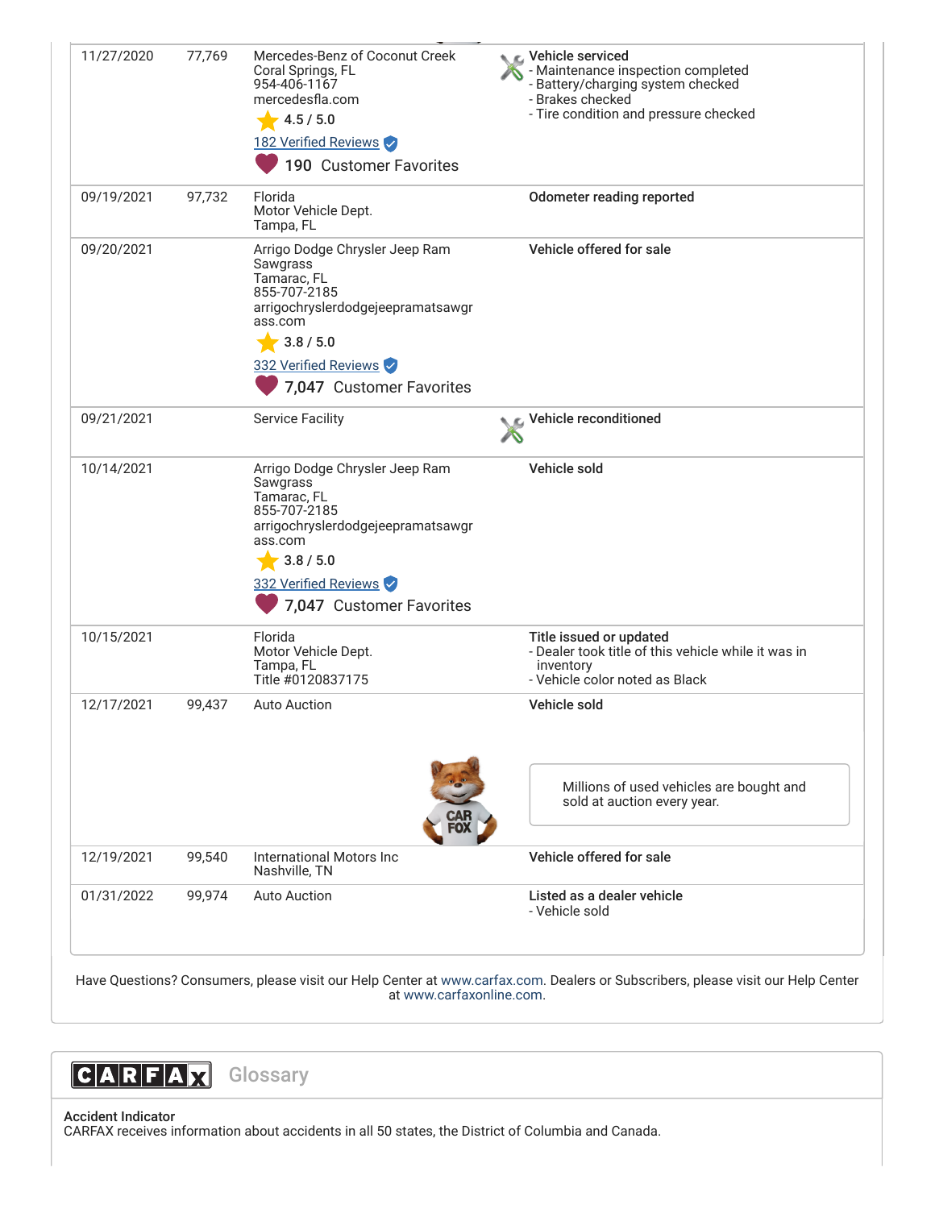| Date | Mileage | Source | Comments |
|---|---|---|---|
| 11/27/2020 | 77,769 | Mercedes-Benz of Coconut Creek<br>Coral Springs, FL<br>954-406-1167<br>mercedesfla.com<br>4.5 / 5.0<br>182 Verified Reviews<br>190 Customer Favorites | **Vehicle serviced**<br>- Maintenance inspection completed<br>- Battery/charging system checked<br>- Brakes checked<br>- Tire condition and pressure checked |
| 09/19/2021 | 97,732 | Florida<br>Motor Vehicle Dept.<br>Tampa, FL | **Odometer reading reported** |
| 09/20/2021 | | Arrigo Dodge Chrysler Jeep Ram Sawgrass<br>Tamarac, FL<br>855-707-2185<br>arrigochryslerdodgejeepramatsawgrass.com<br>3.8 / 5.0<br>332 Verified Reviews<br>7,047 Customer Favorites | **Vehicle offered for sale** |
| 09/21/2021 | | Service Facility | **Vehicle reconditioned** |
| 10/14/2021 | | Arrigo Dodge Chrysler Jeep Ram Sawgrass<br>Tamarac, FL<br>855-707-2185<br>arrigochryslerdodgejeepramatsawgrass.com<br>3.8 / 5.0<br>332 Verified Reviews<br>7,047 Customer Favorites | **Vehicle sold** |
| 10/15/2021 | | Florida<br>Motor Vehicle Dept.<br>Tampa, FL<br>Title #0120837175 | **Title issued or updated**<br>- Dealer took title of this vehicle while it was in inventory<br>- Vehicle color noted as Black |
| 12/17/2021 | 99,437 | Auto Auction | **Vehicle sold**<br>Millions of used vehicles are bought and sold at auction every year. |
| 12/19/2021 | 99,540 | International Motors Inc<br>Nashville, TN | **Vehicle offered for sale** |
| 01/31/2022 | 99,974 | Auto Auction | **Listed as a dealer vehicle**<br>- Vehicle sold |

Have Questions? Consumers, please visit our Help Center at www.carfax.com. Dealers or Subscribers, please visit our Help Center at www.carfaxonline.com.

## CARFAX Glossary

**Accident Indicator**
CARFAX receives information about accidents in all 50 states, the District of Columbia and Canada.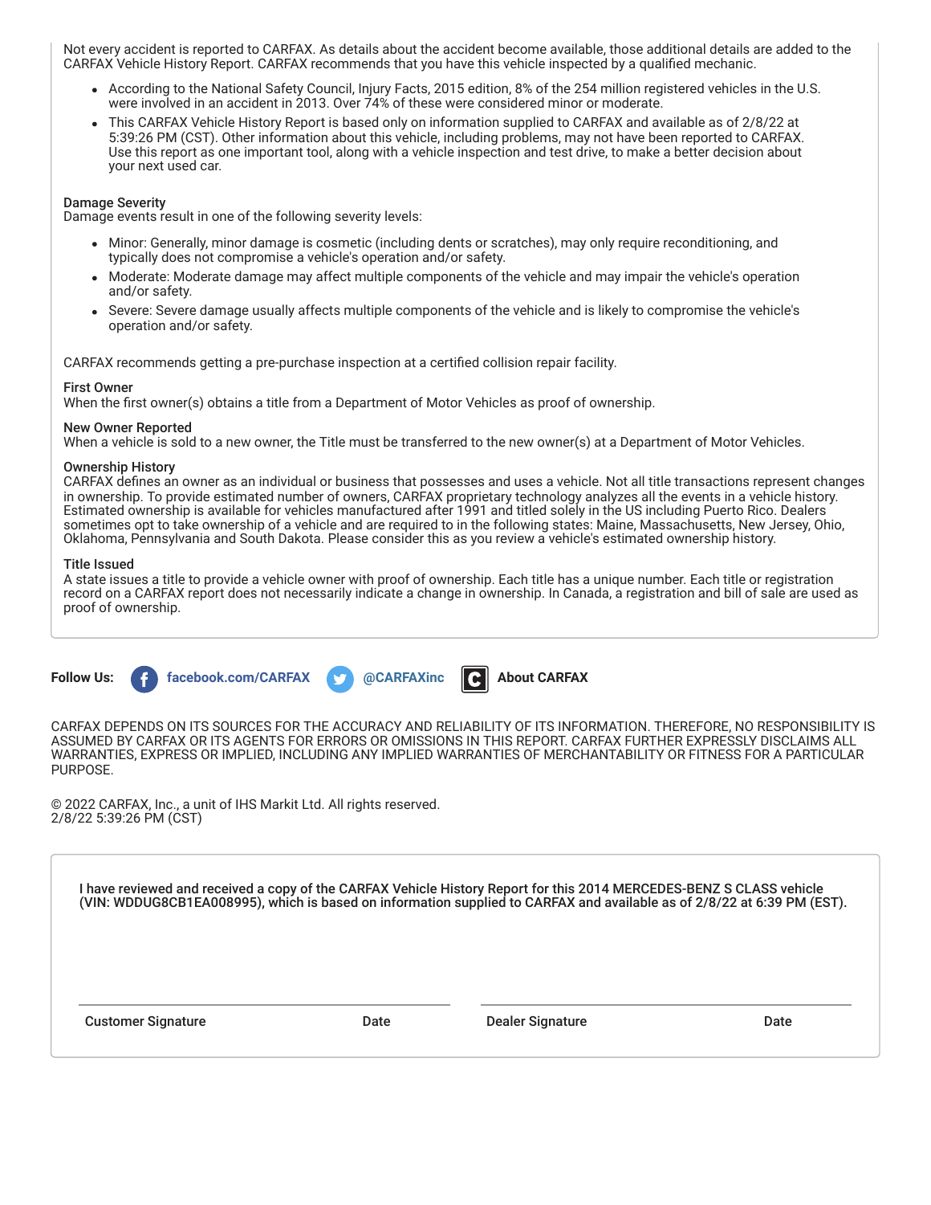Not every accident is reported to CARFAX. As details about the accident become available, those additional details are added to the CARFAX Vehicle History Report. CARFAX recommends that you have this vehicle inspected by a qualified mechanic.

- According to the National Safety Council, Injury Facts, 2015 edition, 8% of the 254 million registered vehicles in the U.S. were involved in an accident in 2013. Over 74% of these were considered minor or moderate.
- This CARFAX Vehicle History Report is based only on information supplied to CARFAX and available as of 2/8/22 at 5:39:26 PM (CST). Other information about this vehicle, including problems, may not have been reported to CARFAX. Use this report as one important tool, along with a vehicle inspection and test drive, to make a better decision about your next used car.

**Damage Severity**
Damage events result in one of the following severity levels:

- Minor: Generally, minor damage is cosmetic (including dents or scratches), may only require reconditioning, and typically does not compromise a vehicle's operation and/or safety.
- Moderate: Moderate damage may affect multiple components of the vehicle and may impair the vehicle's operation and/or safety.
- Severe: Severe damage usually affects multiple components of the vehicle and is likely to compromise the vehicle's operation and/or safety.

CARFAX recommends getting a pre-purchase inspection at a certified collision repair facility.

**First Owner**
When the first owner(s) obtains a title from a Department of Motor Vehicles as proof of ownership.

**New Owner Reported**
When a vehicle is sold to a new owner, the Title must be transferred to the new owner(s) at a Department of Motor Vehicles.

**Ownership History**
CARFAX defines an owner as an individual or business that possesses and uses a vehicle. Not all title transactions represent changes in ownership. To provide estimated number of owners, CARFAX proprietary technology analyzes all the events in a vehicle history. Estimated ownership is available for vehicles manufactured after 1991 and titled solely in the US including Puerto Rico. Dealers sometimes opt to take ownership of a vehicle and are required to in the following states: Maine, Massachusetts, New Jersey, Ohio, Oklahoma, Pennsylvania and South Dakota. Please consider this as you review a vehicle's estimated ownership history.

**Title Issued**
A state issues a title to provide a vehicle owner with proof of ownership. Each title has a unique number. Each title or registration record on a CARFAX report does not necessarily indicate a change in ownership. In Canada, a registration and bill of sale are used as proof of ownership.

**Follow Us:** facebook.com/CARFAX @CARFAXinc About CARFAX

CARFAX DEPENDS ON ITS SOURCES FOR THE ACCURACY AND RELIABILITY OF ITS INFORMATION. THEREFORE, NO RESPONSIBILITY IS ASSUMED BY CARFAX OR ITS AGENTS FOR ERRORS OR OMISSIONS IN THIS REPORT. CARFAX FURTHER EXPRESSLY DISCLAIMS ALL WARRANTIES, EXPRESS OR IMPLIED, INCLUDING ANY IMPLIED WARRANTIES OF MERCHANTABILITY OR FITNESS FOR A PARTICULAR PURPOSE.

© 2022 CARFAX, Inc., a unit of IHS Markit Ltd. All rights reserved.
2/8/22 5:39:26 PM (CST)

I have reviewed and received a copy of the CARFAX Vehicle History Report for this 2014 MERCEDES-BENZ S CLASS vehicle (VIN: WDDUG8CB1EA008995), which is based on information supplied to CARFAX and available as of 2/8/22 at 6:39 PM (EST).

| | | | |
|---|---|---|---|
| Customer Signature | Date | Dealer Signature | Date |